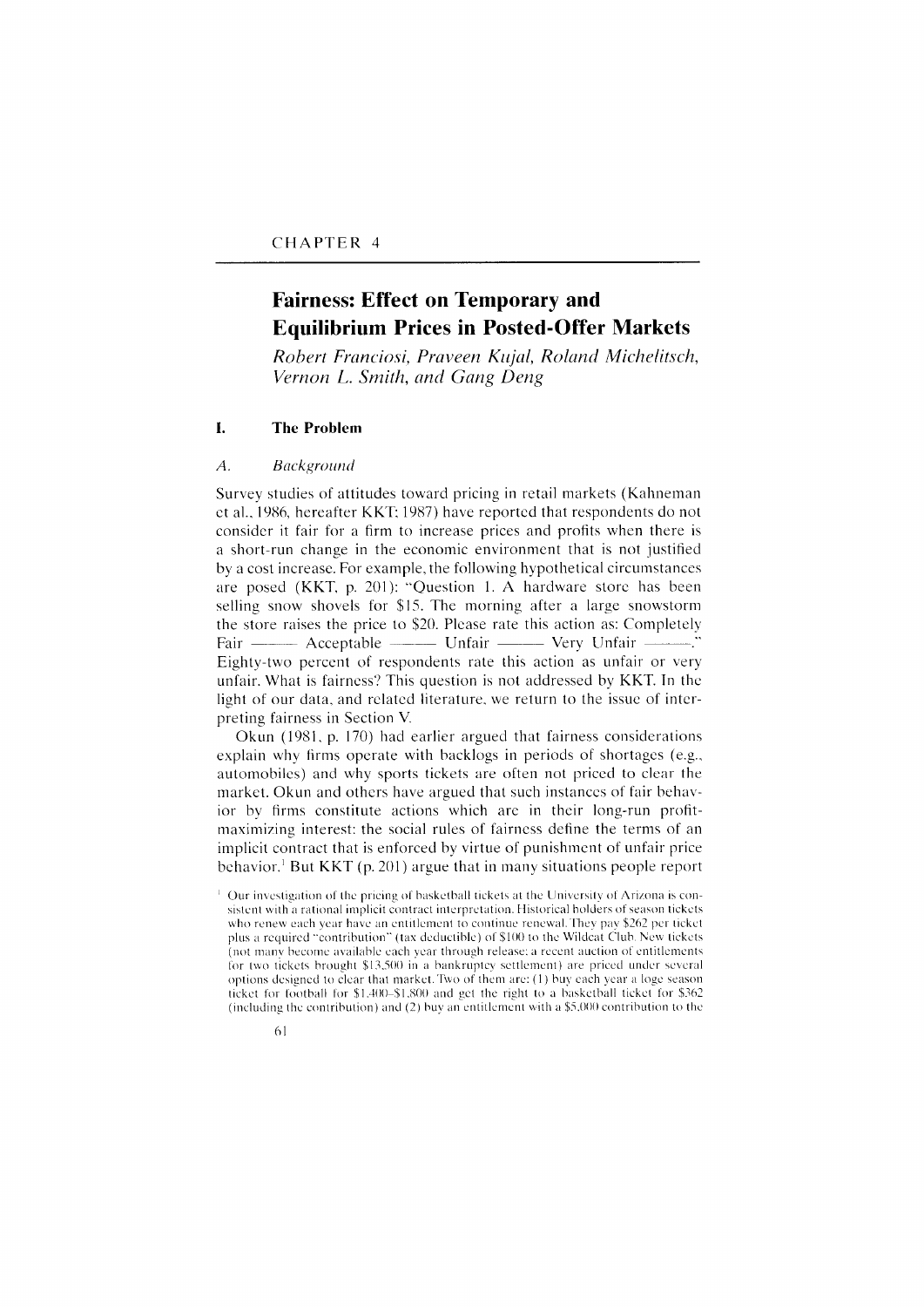CHAPTER 4

# Fairness: Effect on Temporary and Equilibrium Prices in Posted-Offer Markets

*Robert Franciosi, Praveen Kujal, Roland Michelitsch, Vernon L. Smith, and Gang Deng*

## I. The Problem

### *A. Background*

Survey studies of attitudes toward pricing in retail markets (Kahneman et al., 1986, hereafter KKT; 1987) have reported that respondents do not consider it fair for a firm to increase prices and profits when there is a short-run change in the economic environment that is not justified by a cost increase. For example, the following hypothetical circumstances are posed (KKT, p. 201): "Question 1. A hardware store has been selling snow shovels for $15. The morning after a large snowstorm the store raises the price to $20. Please rate this action as: Completely Fair —— Acceptable —— Unfair —— Very Unfair ——." Eighty-two percent of respondents rate this action as unfair or very unfair. What is fairness? This question is not addressed by KKT. In the light of our data, and related literature, we return to the issue of interpreting fairness in Section V.

Okun (1981, p. 170) had earlier argued that fairness considerations explain why firms operate with backlogs in periods of shortages (e.g., automobiles) and why sports tickets are often not priced to clear the market. Okun and others have argued that such instances of fair behavior by firms constitute actions which are in their long-run profit-maximizing interest: the social rules of fairness define the terms of an implicit contract that is enforced by virtue of punishment of unfair price behavior.[1] But KKT (p. 201) argue that in many situations people report

[1] Our investigation of the pricing of basketball tickets at the University of Arizona is consistent with a rational implicit contract interpretation. Historical holders of season tickets who renew each year have an entitlement to continue renewal. They pay $262 per ticket plus a required "contribution" (tax deductible) of $100 to the Wildcat Club. New tickets (not many become available each year through release; a recent auction of entitlements for two tickets brought $13,500 in a bankruptcy settlement) are priced under several options designed to clear that market. Two of them are: (1) buy each year a loge season ticket for football for $1,400–$1,800 and get the right to a basketball ticket for $362 (including the contribution) and (2) buy an entitlement with a $5,000 contribution to the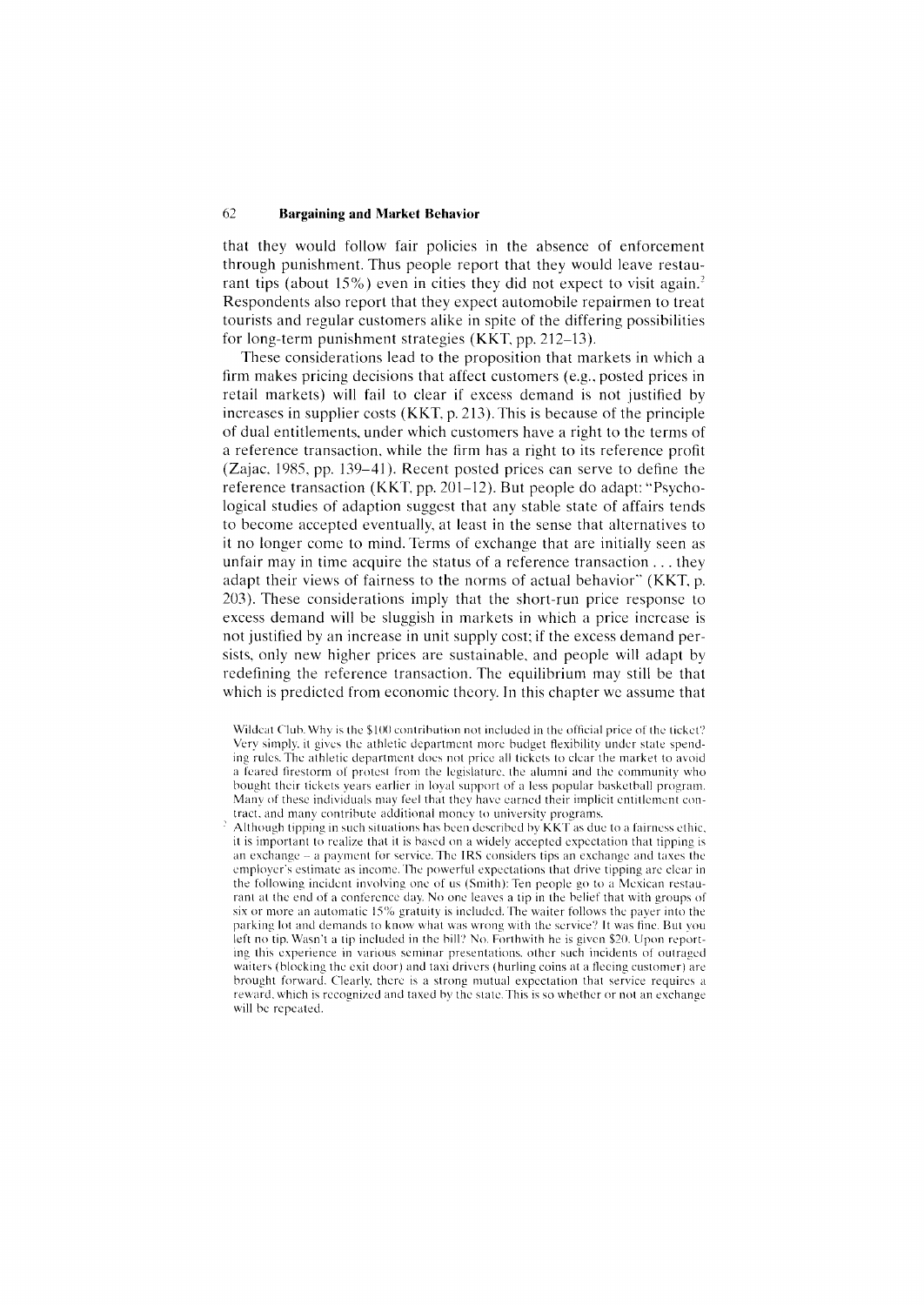that they would follow fair policies in the absence of enforcement through punishment. Thus people report that they would leave restaurant tips (about 15%) even in cities they did not expect to visit again.[2] Respondents also report that they expect automobile repairmen to treat tourists and regular customers alike in spite of the differing possibilities for long-term punishment strategies (KKT, pp. 212–13).

These considerations lead to the proposition that markets in which a firm makes pricing decisions that affect customers (e.g., posted prices in retail markets) will fail to clear if excess demand is not justified by increases in supplier costs (KKT, p. 213). This is because of the principle of dual entitlements, under which customers have a right to the terms of a reference transaction, while the firm has a right to its reference profit (Zajac, 1985, pp. 139–41). Recent posted prices can serve to define the reference transaction (KKT, pp. 201–12). But people do adapt: "Psychological studies of adaption suggest that any stable state of affairs tends to become accepted eventually, at least in the sense that alternatives to it no longer come to mind. Terms of exchange that are initially seen as unfair may in time acquire the status of a reference transaction . . . they adapt their views of fairness to the norms of actual behavior" (KKT, p. 203). These considerations imply that the short-run price response to excess demand will be sluggish in markets in which a price increase is not justified by an increase in unit supply cost; if the excess demand persists, only new higher prices are sustainable, and people will adapt by redefining the reference transaction. The equilibrium may still be that which is predicted from economic theory. In this chapter we assume that

Wildcat Club. Why is the $100 contribution not included in the official price of the ticket? Very simply, it gives the athletic department more budget flexibility under state spending rules. The athletic department does not price all tickets to clear the market to avoid a feared firestorm of protest from the legislature, the alumni and the community who bought their tickets years earlier in loyal support of a less popular basketball program. Many of these individuals may feel that they have earned their implicit entitlement contract, and many contribute additional money to university programs.

[2] Although tipping in such situations has been described by KKT as due to a fairness ethic, it is important to realize that it is based on a widely accepted expectation that tipping is an exchange – a payment for service. The IRS considers tips an exchange and taxes the employer's estimate as income. The powerful expectations that drive tipping are clear in the following incident involving one of us (Smith): Ten people go to a Mexican restaurant at the end of a conference day. No one leaves a tip in the belief that with groups of six or more an automatic 15% gratuity is included. The waiter follows the payer into the parking lot and demands to know what was wrong with the service? It was fine. But you left no tip. Wasn't a tip included in the bill? No. Forthwith he is given $20. Upon reporting this experience in various seminar presentations, other such incidents of outraged waiters (blocking the exit door) and taxi drivers (hurling coins at a fleeing customer) are brought forward. Clearly, there is a strong mutual expectation that service requires a reward, which is recognized and taxed by the state. This is so whether or not an exchange will be repeated.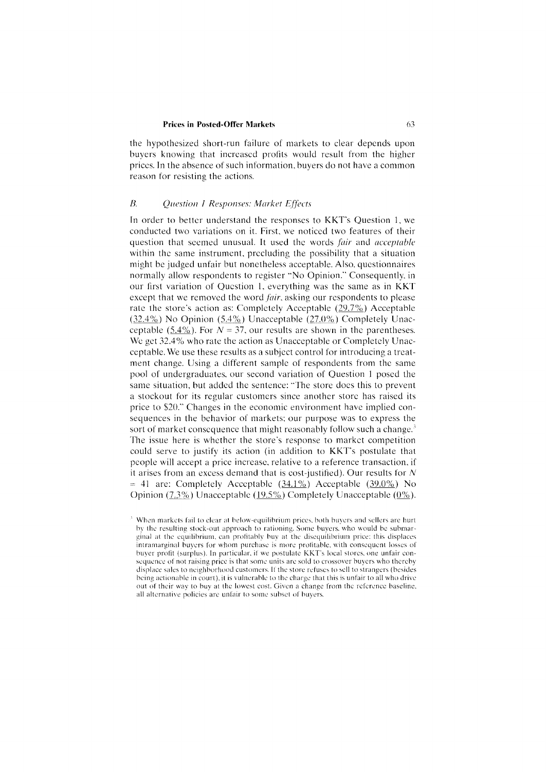the hypothesized short-run failure of markets to clear depends upon buyers knowing that increased profits would result from the higher prices. In the absence of such information, buyers do not have a common reason for resisting the actions.

### *B. Question 1 Responses: Market Effects*

In order to better understand the responses to KKT's Question 1, we conducted two variations on it. First, we noticed two features of their question that seemed unusual. It used the words *fair* and *acceptable* within the same instrument, precluding the possibility that a situation might be judged unfair but nonetheless acceptable. Also, questionnaires normally allow respondents to register "No Opinion." Consequently, in our first variation of Question 1, everything was the same as in KKT except that we removed the word *fair*, asking our respondents to please rate the store's action as: Completely Acceptable (29.7%) Acceptable (32.4%) No Opinion (5.4%) Unacceptable (27.0%) Completely Unacceptable (5.4%). For $N = 37$, our results are shown in the parentheses. We get 32.4% who rate the action as Unacceptable or Completely Unacceptable. We use these results as a subject control for introducing a treatment change. Using a different sample of respondents from the same pool of undergraduates, our second variation of Question 1 posed the same situation, but added the sentence: "The store does this to prevent a stockout for its regular customers since another store has raised its price to $20." Changes in the economic environment have implied consequences in the behavior of markets; our purpose was to express the sort of market consequence that might reasonably follow such a change.[3] The issue here is whether the store's response to market competition could serve to justify its action (in addition to KKT's postulate that people will accept a price increase, relative to a reference transaction, if it arises from an excess demand that is cost-justified). Our results for $N = 41$ are: Completely Acceptable (34.1%) Acceptable (39.0%) No Opinion (7.3%) Unacceptable (19.5%) Completely Unacceptable (0%).

[3] When markets fail to clear at below-equilibrium prices, both buyers and sellers are hurt by the resulting stock-out approach to rationing. Some buyers, who would be submarginal at the equilibrium, can profitably buy at the disequilibrium price; this displaces intramarginal buyers for whom purchase is more profitable, with consequent losses of buyer profit (surplus). In particular, if we postulate KKT's local stores, one unfair consequence of not raising price is that some units are sold to crossover buyers who thereby displace sales to neighborhood customers. If the store refuses to sell to strangers (besides being actionable in court), it is vulnerable to the charge that this is unfair to all who drive out of their way to buy at the lowest cost. Given a change from the reference baseline, all alternative policies are unfair to some subset of buyers.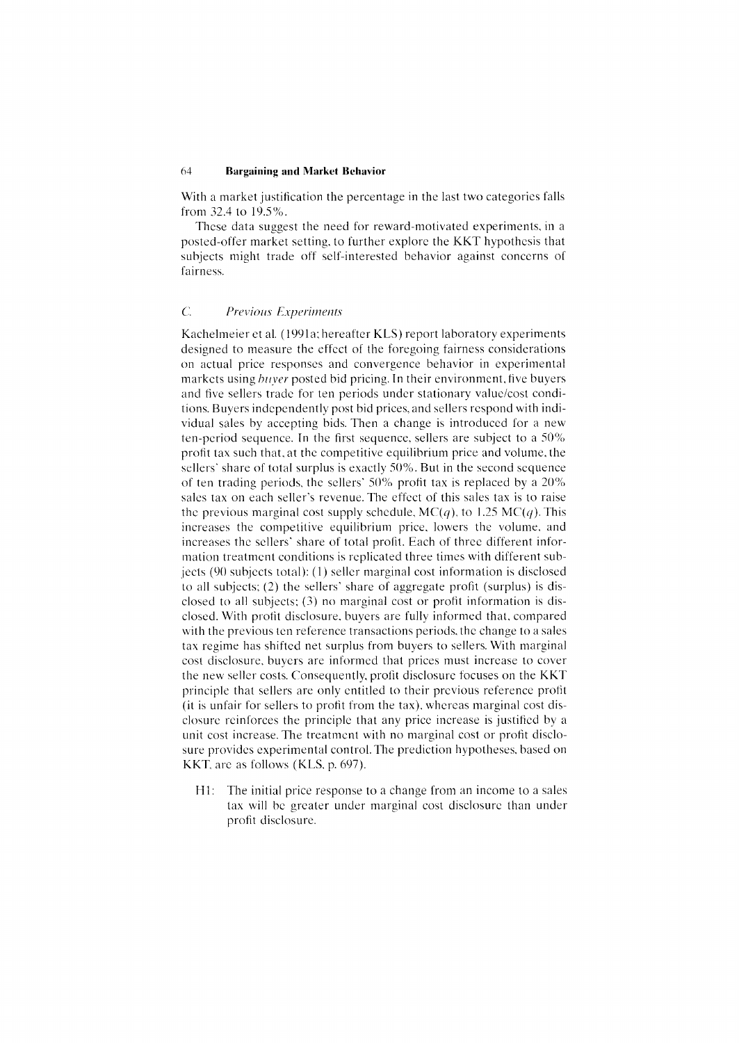With a market justification the percentage in the last two categories falls from 32.4 to 19.5%.

These data suggest the need for reward-motivated experiments, in a posted-offer market setting, to further explore the KKT hypothesis that subjects might trade off self-interested behavior against concerns of fairness.

### C. *Previous Experiments*

Kachelmeier et al. (1991a; hereafter KLS) report laboratory experiments designed to measure the effect of the foregoing fairness considerations on actual price responses and convergence behavior in experimental markets using *buyer* posted bid pricing. In their environment, five buyers and five sellers trade for ten periods under stationary value/cost conditions. Buyers independently post bid prices, and sellers respond with individual sales by accepting bids. Then a change is introduced for a new ten-period sequence. In the first sequence, sellers are subject to a 50% profit tax such that, at the competitive equilibrium price and volume, the sellers' share of total surplus is exactly 50%. But in the second sequence of ten trading periods, the sellers' 50% profit tax is replaced by a 20% sales tax on each seller's revenue. The effect of this sales tax is to raise the previous marginal cost supply schedule, $MC(q)$, to $1.25\ MC(q)$. This increases the competitive equilibrium price, lowers the volume, and increases the sellers' share of total profit. Each of three different information treatment conditions is replicated three times with different subjects (90 subjects total): (1) seller marginal cost information is disclosed to all subjects; (2) the sellers' share of aggregate profit (surplus) is disclosed to all subjects; (3) no marginal cost or profit information is disclosed. With profit disclosure, buyers are fully informed that, compared with the previous ten reference transactions periods, the change to a sales tax regime has shifted net surplus from buyers to sellers. With marginal cost disclosure, buyers are informed that prices must increase to cover the new seller costs. Consequently, profit disclosure focuses on the KKT principle that sellers are only entitled to their previous reference profit (it is unfair for sellers to profit from the tax), whereas marginal cost disclosure reinforces the principle that any price increase is justified by a unit cost increase. The treatment with no marginal cost or profit disclosure provides experimental control. The prediction hypotheses, based on KKT, are as follows (KLS, p. 697).

- H1: The initial price response to a change from an income to a sales tax will be greater under marginal cost disclosure than under profit disclosure.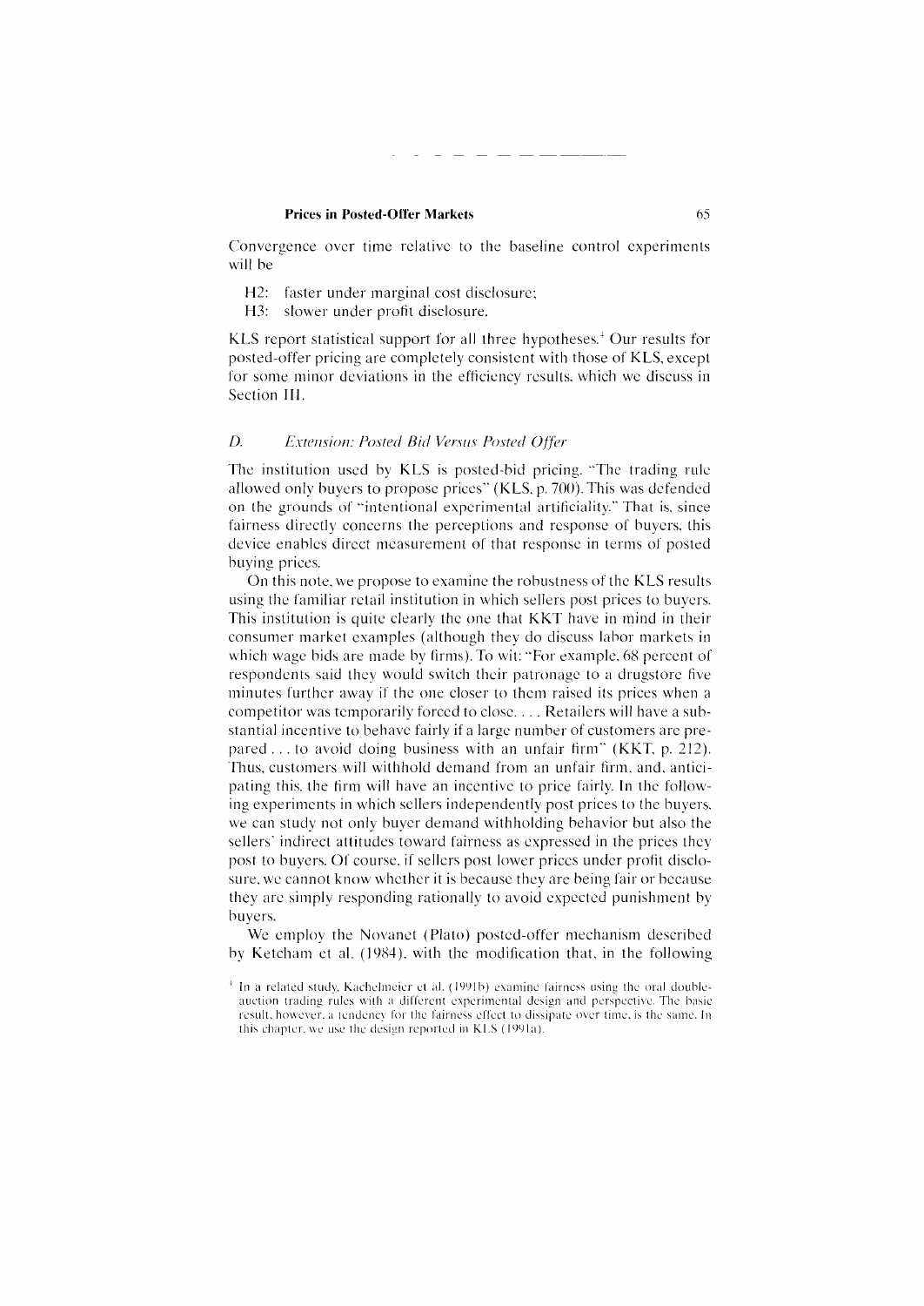Convergence over time relative to the baseline control experiments will be

H2: faster under marginal cost disclosure;
H3: slower under profit disclosure.

KLS report statistical support for all three hypotheses.[4] Our results for posted-offer pricing are completely consistent with those of KLS, except for some minor deviations in the efficiency results, which we discuss in Section III.

### D. *Extension: Posted Bid Versus Posted Offer*

The institution used by KLS is posted-bid pricing. "The trading rule allowed only buyers to propose prices" (KLS, p. 700). This was defended on the grounds of "intentional experimental artificiality." That is, since fairness directly concerns the perceptions and response of buyers, this device enables direct measurement of that response in terms of posted buying prices.

On this note, we propose to examine the robustness of the KLS results using the familiar retail institution in which sellers post prices to buyers. This institution is quite clearly the one that KKT have in mind in their consumer market examples (although they do discuss labor markets in which wage bids are made by firms). To wit: "For example, 68 percent of respondents said they would switch their patronage to a drugstore five minutes further away if the one closer to them raised its prices when a competitor was temporarily forced to close. . . . Retailers will have a substantial incentive to behave fairly if a large number of customers are prepared . . . to avoid doing business with an unfair firm" (KKT, p. 212). Thus, customers will withhold demand from an unfair firm, and, anticipating this, the firm will have an incentive to price fairly. In the following experiments in which sellers independently post prices to the buyers, we can study not only buyer demand withholding behavior but also the sellers' indirect attitudes toward fairness as expressed in the prices they post to buyers. Of course, if sellers post lower prices under profit disclosure, we cannot know whether it is because they are being fair or because they are simply responding rationally to avoid expected punishment by buyers.

We employ the Novanet (Plato) posted-offer mechanism described by Ketcham et al. (1984), with the modification that, in the following

[4] In a related study, Kachelmeier et al. (1991b) examine fairness using the oral double-auction trading rules with a different experimental design and perspective. The basic result, however, a tendency for the fairness effect to dissipate over time, is the same. In this chapter, we use the design reported in KLS (1991a).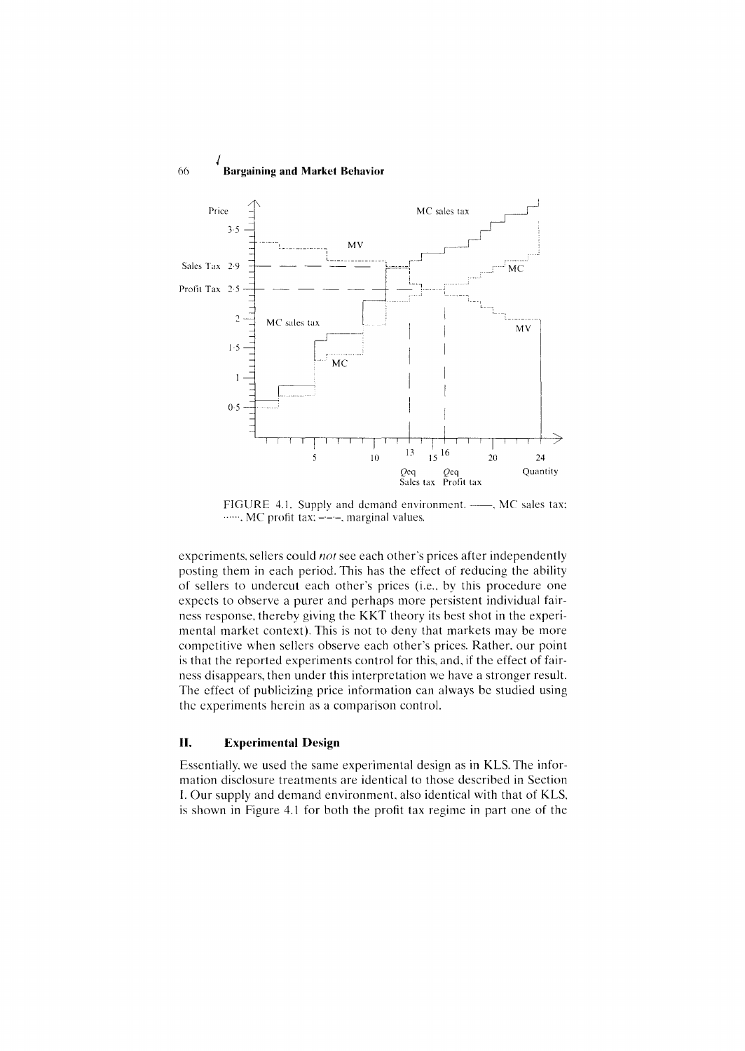FIGURE 4.1. Supply and demand environment. ——, MC sales tax; ······, MC profit tax; –·–·–, marginal values.

experiments, sellers could *not* see each other's prices after independently posting them in each period. This has the effect of reducing the ability of sellers to undercut each other's prices (i.e., by this procedure one expects to observe a purer and perhaps more persistent individual fairness response, thereby giving the KKT theory its best shot in the experimental market context). This is not to deny that markets may be more competitive when sellers observe each other's prices. Rather, our point is that the reported experiments control for this, and, if the effect of fairness disappears, then under this interpretation we have a stronger result. The effect of publicizing price information can always be studied using the experiments herein as a comparison control.

## II. Experimental Design

Essentially, we used the same experimental design as in KLS. The information disclosure treatments are identical to those described in Section I. Our supply and demand environment, also identical with that of KLS, is shown in Figure 4.1 for both the profit tax regime in part one of the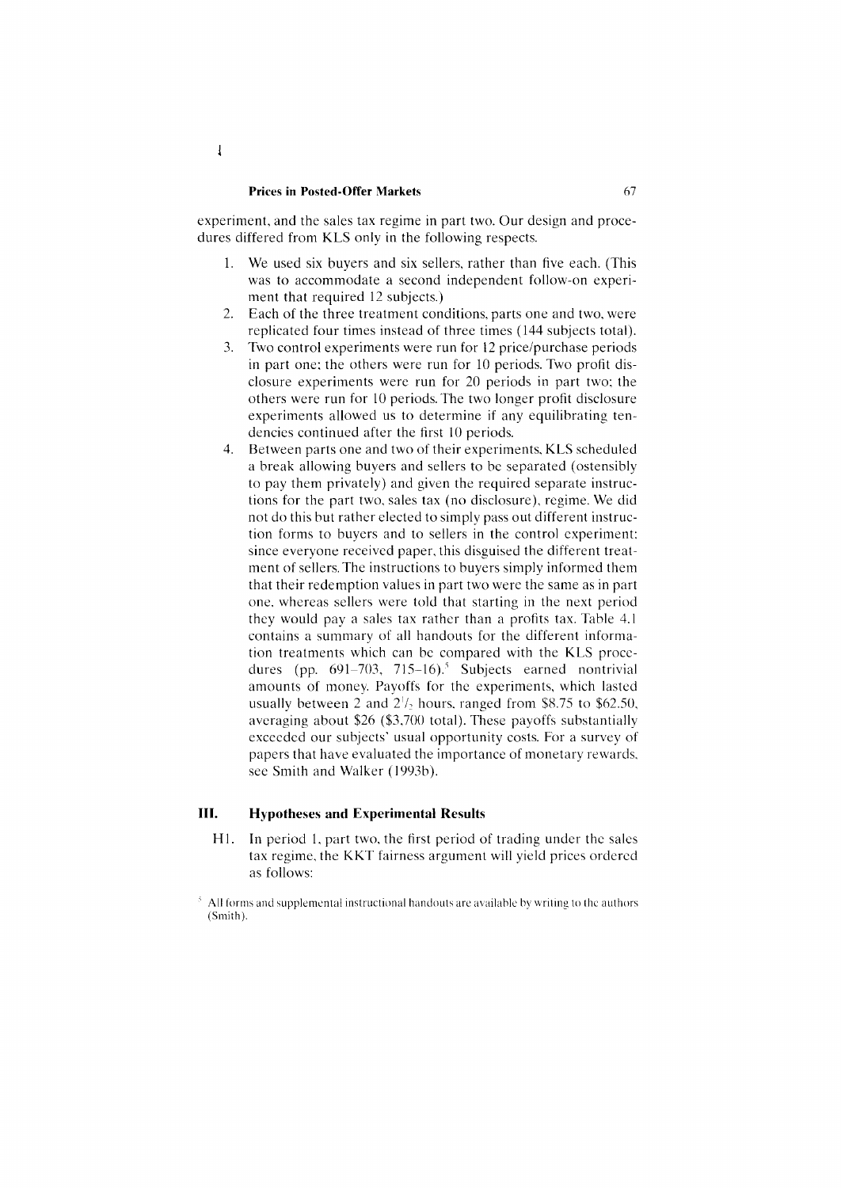experiment, and the sales tax regime in part two. Our design and procedures differed from KLS only in the following respects.

1. We used six buyers and six sellers, rather than five each. (This was to accommodate a second independent follow-on experiment that required 12 subjects.)
2. Each of the three treatment conditions, parts one and two, were replicated four times instead of three times (144 subjects total).
3. Two control experiments were run for 12 price/purchase periods in part one; the others were run for 10 periods. Two profit disclosure experiments were run for 20 periods in part two; the others were run for 10 periods. The two longer profit disclosure experiments allowed us to determine if any equilibrating tendencies continued after the first 10 periods.
4. Between parts one and two of their experiments, KLS scheduled a break allowing buyers and sellers to be separated (ostensibly to pay them privately) and given the required separate instructions for the part two, sales tax (no disclosure), regime. We did not do this but rather elected to simply pass out different instruction forms to buyers and to sellers in the control experiment; since everyone received paper, this disguised the different treatment of sellers. The instructions to buyers simply informed them that their redemption values in part two were the same as in part one, whereas sellers were told that starting in the next period they would pay a sales tax rather than a profits tax. Table 4.1 contains a summary of all handouts for the different information treatments which can be compared with the KLS procedures (pp. 691–703, 715–16).[5] Subjects earned nontrivial amounts of money. Payoffs for the experiments, which lasted usually between 2 and 2½ hours, ranged from \$8.75 to \$62.50, averaging about \$26 (\$3,700 total). These payoffs substantially exceeded our subjects' usual opportunity costs. For a survey of papers that have evaluated the importance of monetary rewards, see Smith and Walker (1993b).

## III. Hypotheses and Experimental Results

H1. In period 1, part two, the first period of trading under the sales tax regime, the KKT fairness argument will yield prices ordered as follows:

[5] All forms and supplemental instructional handouts are available by writing to the authors (Smith).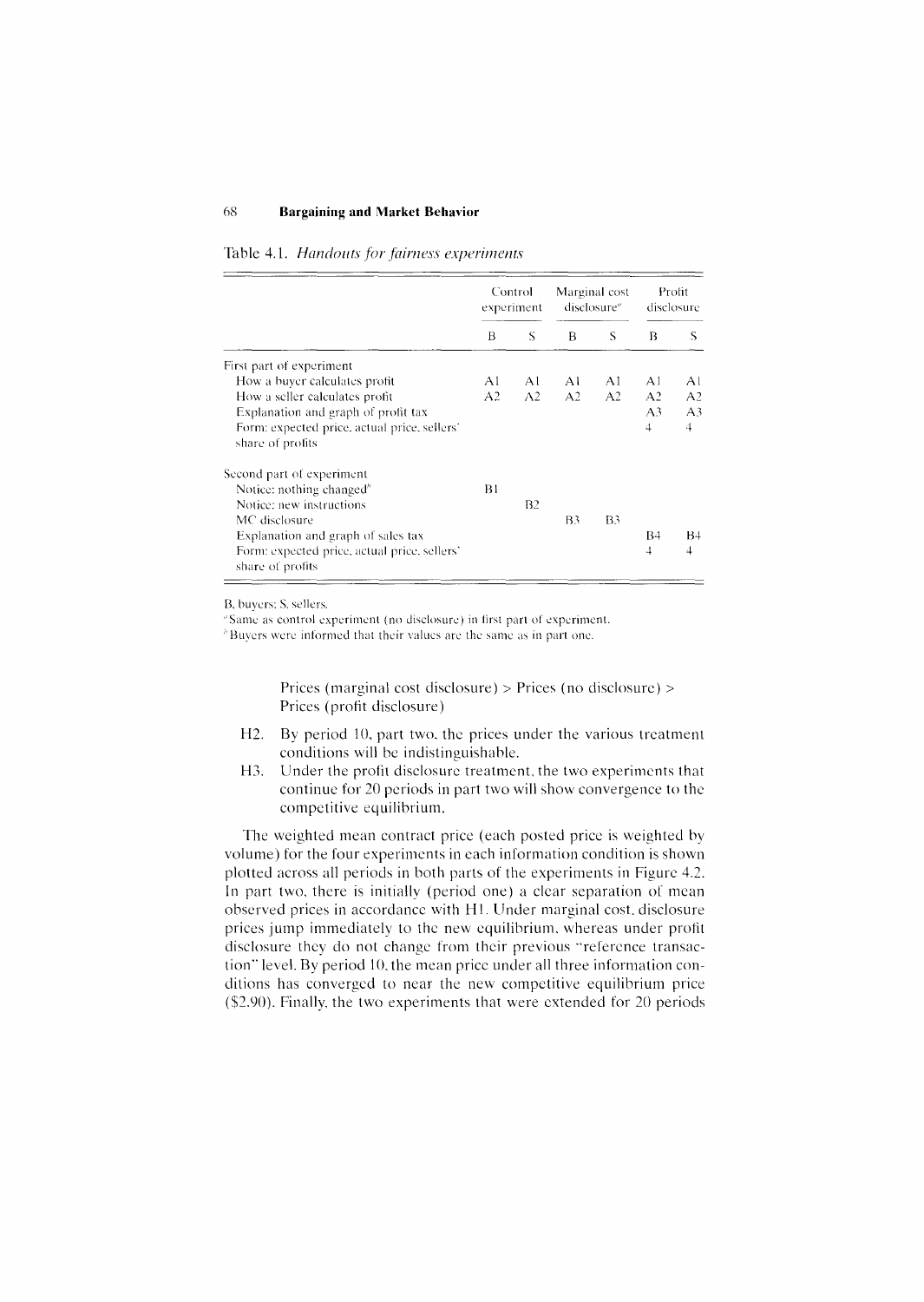Table 4.1. *Handouts for fairness experiments*

| | Control experiment | | Marginal cost disclosure[a] | | Profit disclosure | |
|---|---|---|---|---|---|---|
| | B | S | B | S | B | S |
| First part of experiment | | | | | | |
| How a buyer calculates profit | A1 | A1 | A1 | A1 | A1 | A1 |
| How a seller calculates profit | A2 | A2 | A2 | A2 | A2 | A2 |
| Explanation and graph of profit tax | | | | | A3 | A3 |
| Form: expected price, actual price, sellers' share of profits | | | | | 4 | 4 |
| Second part of experiment | | | | | | |
| Notice: nothing changed[b] | B1 | | | | | |
| Notice: new instructions | | B2 | | | | |
| MC disclosure | | | B3 | B3 | | |
| Explanation and graph of sales tax | | | | | B4 | B4 |
| Form: expected price, actual price, sellers' share of profits | | | | | 4 | 4 |

B, buyers; S, sellers.

[a] Same as control experiment (no disclosure) in first part of experiment.

[b] Buyers were informed that their values are the same as in part one.

> Prices (marginal cost disclosure) > Prices (no disclosure) > Prices (profit disclosure)

H2. By period 10, part two, the prices under the various treatment conditions will be indistinguishable.

H3. Under the profit disclosure treatment, the two experiments that continue for 20 periods in part two will show convergence to the competitive equilibrium.

The weighted mean contract price (each posted price is weighted by volume) for the four experiments in each information condition is shown plotted across all periods in both parts of the experiments in Figure 4.2. In part two, there is initially (period one) a clear separation of mean observed prices in accordance with H1. Under marginal cost disclosure prices jump immediately to the new equilibrium, whereas under profit disclosure they do not change from their previous "reference transaction" level. By period 10, the mean price under all three information conditions has converged to near the new competitive equilibrium price (\$2.90). Finally, the two experiments that were extended for 20 periods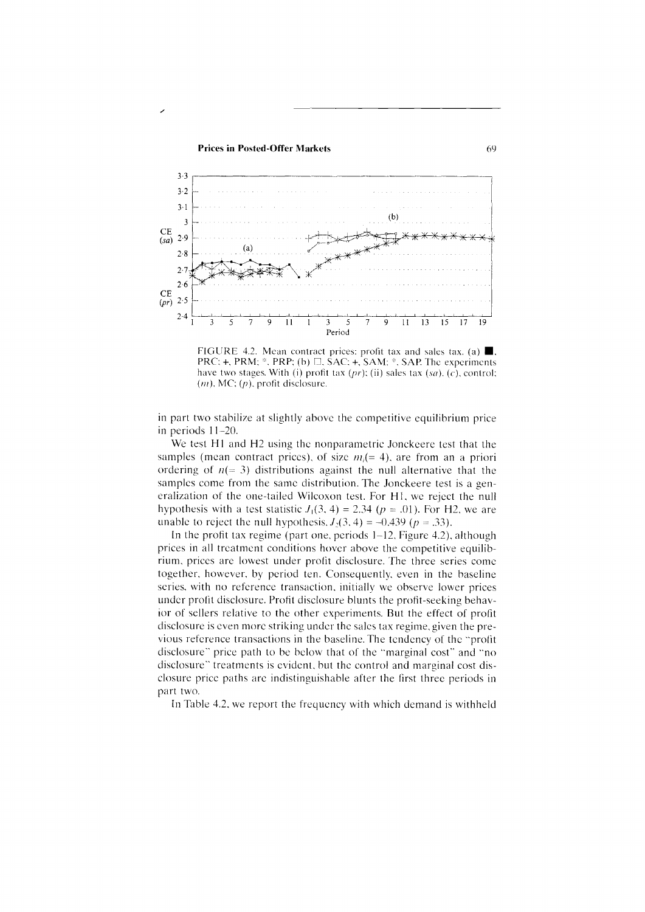FIGURE 4.2. Mean contract prices: profit tax and sales tax. (a) ■, PRC; +, PRM; *, PRP; (b) □, SAC; +, SAM; *, SAP. The experiments have two stages. With (i) profit tax ($pr$); (ii) sales tax ($sa$). ($c$), control; ($m$), MC; ($p$), profit disclosure.

in part two stabilize at slightly above the competitive equilibrium price in periods 11–20.

We test H1 and H2 using the nonparametric Jonckeere test that the samples (mean contract prices), of size $m_i (= 4)$, are from an a priori ordering of $n (= 3)$ distributions against the null alternative that the samples come from the same distribution. The Jonckeere test is a generalization of the one-tailed Wilcoxon test. For H1, we reject the null hypothesis with a test statistic $J_1(3, 4) = 2.34$ ($p = .01$). For H2, we are unable to reject the null hypothesis, $J_2(3, 4) = -0.439$ ($p = .33$).

In the profit tax regime (part one, periods 1–12, Figure 4.2), although prices in all treatment conditions hover above the competitive equilibrium, prices are lowest under profit disclosure. The three series come together, however, by period ten. Consequently, even in the baseline series, with no reference transaction, initially we observe lower prices under profit disclosure. Profit disclosure blunts the profit-seeking behavior of sellers relative to the other experiments. But the effect of profit disclosure is even more striking under the sales tax regime, given the previous reference transactions in the baseline. The tendency of the "profit disclosure" price path to be below that of the "marginal cost" and "no disclosure" treatments is evident, but the control and marginal cost disclosure price paths are indistinguishable after the first three periods in part two.

In Table 4.2, we report the frequency with which demand is withheld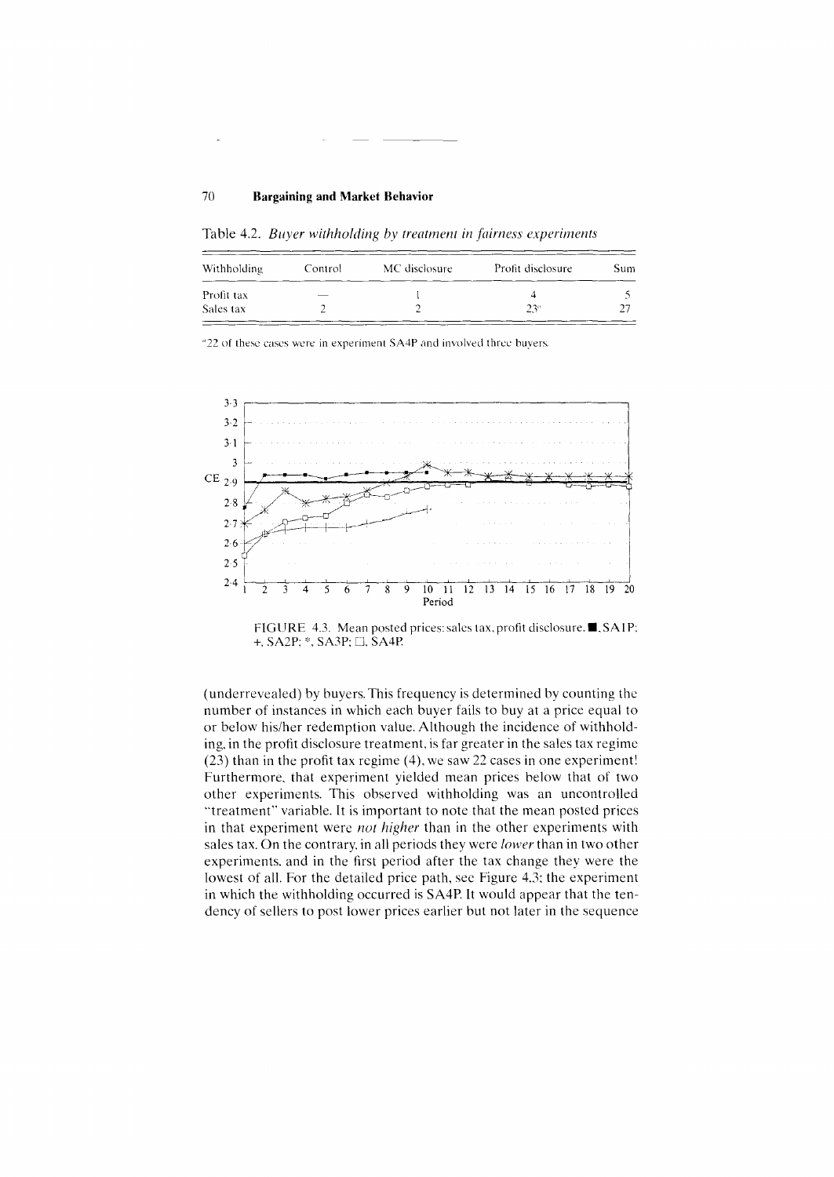Table 4.2. *Buyer withholding by treatment in fairness experiments*

| Withholding | Control | MC disclosure | Profit disclosure | Sum |
|---|---|---|---|---|
| Profit tax | — | 1 | 4 | 5 |
| Sales tax | 2 | 2 | 23[a] | 27 |

[a] 22 of these cases were in experiment SA4P and involved three buyers.

FIGURE 4.3. Mean posted prices: sales tax, profit disclosure. ■, SA1P; +, SA2P; *, SA3P; □, SA4P.

(underrevealed) by buyers. This frequency is determined by counting the number of instances in which each buyer fails to buy at a price equal to or below his/her redemption value. Although the incidence of withholding, in the profit disclosure treatment, is far greater in the sales tax regime (23) than in the profit tax regime (4), we saw 22 cases in one experiment! Furthermore, that experiment yielded mean prices below that of two other experiments. This observed withholding was an uncontrolled "treatment" variable. It is important to note that the mean posted prices in that experiment were *not higher* than in the other experiments with sales tax. On the contrary, in all periods they were *lower* than in two other experiments, and in the first period after the tax change they were the lowest of all. For the detailed price path, see Figure 4.3; the experiment in which the withholding occurred is SA4P. It would appear that the tendency of sellers to post lower prices earlier but not later in the sequence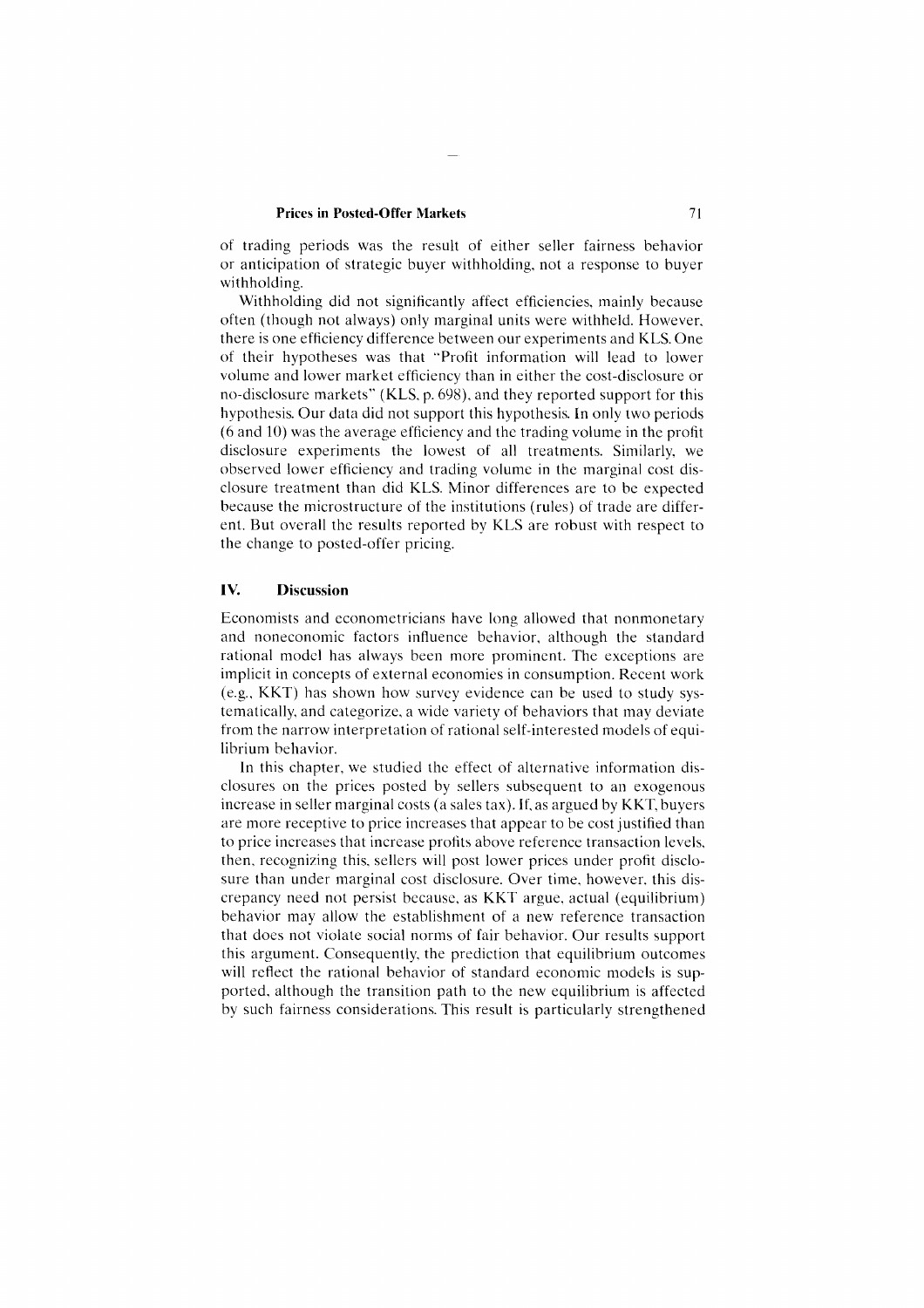of trading periods was the result of either seller fairness behavior or anticipation of strategic buyer withholding, not a response to buyer withholding.

Withholding did not significantly affect efficiencies, mainly because often (though not always) only marginal units were withheld. However, there is one efficiency difference between our experiments and KLS. One of their hypotheses was that "Profit information will lead to lower volume and lower market efficiency than in either the cost-disclosure or no-disclosure markets" (KLS, p. 698), and they reported support for this hypothesis. Our data did not support this hypothesis. In only two periods (6 and 10) was the average efficiency and the trading volume in the profit disclosure experiments the lowest of all treatments. Similarly, we observed lower efficiency and trading volume in the marginal cost disclosure treatment than did KLS. Minor differences are to be expected because the microstructure of the institutions (rules) of trade are different. But overall the results reported by KLS are robust with respect to the change to posted-offer pricing.

## IV. Discussion

Economists and econometricians have long allowed that nonmonetary and noneconomic factors influence behavior, although the standard rational model has always been more prominent. The exceptions are implicit in concepts of external economies in consumption. Recent work (e.g., KKT) has shown how survey evidence can be used to study systematically, and categorize, a wide variety of behaviors that may deviate from the narrow interpretation of rational self-interested models of equilibrium behavior.

In this chapter, we studied the effect of alternative information disclosures on the prices posted by sellers subsequent to an exogenous increase in seller marginal costs (a sales tax). If, as argued by KKT, buyers are more receptive to price increases that appear to be cost justified than to price increases that increase profits above reference transaction levels, then, recognizing this, sellers will post lower prices under profit disclosure than under marginal cost disclosure. Over time, however, this discrepancy need not persist because, as KKT argue, actual (equilibrium) behavior may allow the establishment of a new reference transaction that does not violate social norms of fair behavior. Our results support this argument. Consequently, the prediction that equilibrium outcomes will reflect the rational behavior of standard economic models is supported, although the transition path to the new equilibrium is affected by such fairness considerations. This result is particularly strengthened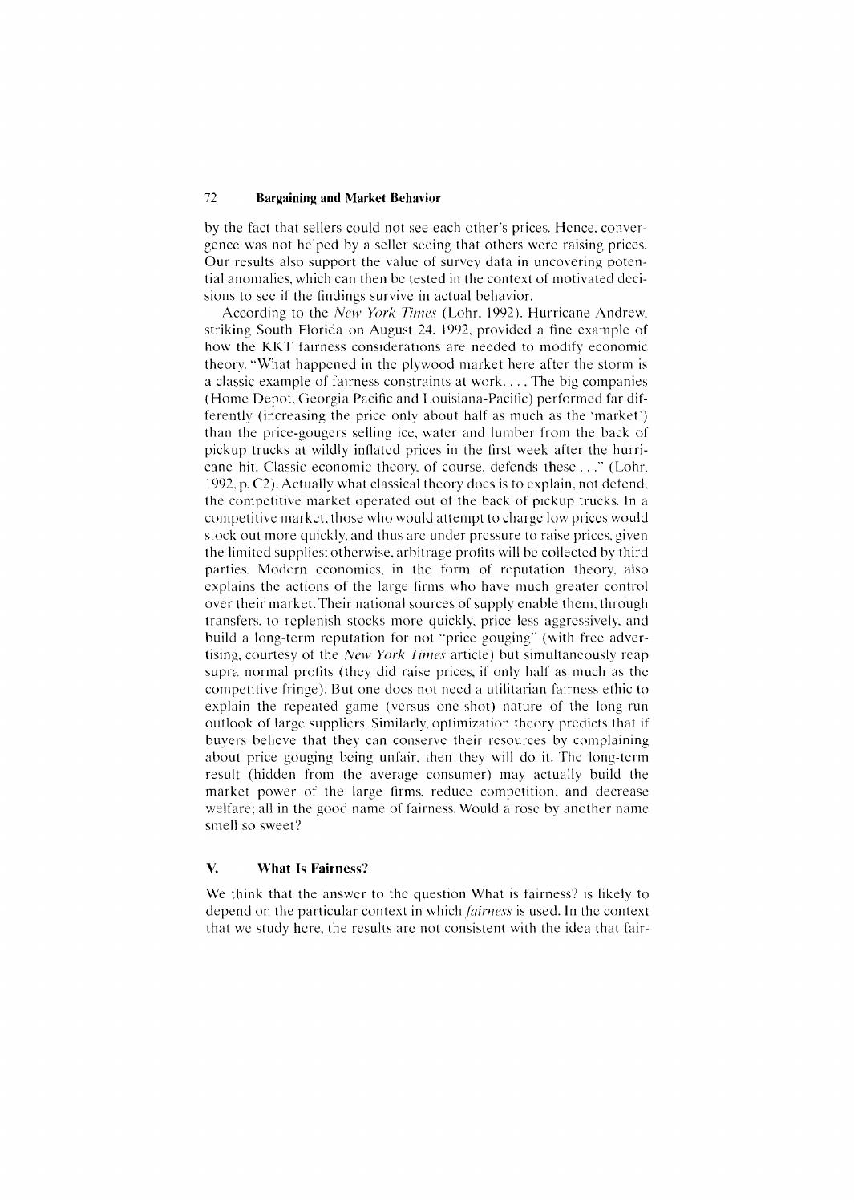by the fact that sellers could not see each other's prices. Hence, convergence was not helped by a seller seeing that others were raising prices. Our results also support the value of survey data in uncovering potential anomalies, which can then be tested in the context of motivated decisions to see if the findings survive in actual behavior.

According to the *New York Times* (Lohr, 1992), Hurricane Andrew, striking South Florida on August 24, 1992, provided a fine example of how the KKT fairness considerations are needed to modify economic theory. "What happened in the plywood market here after the storm is a classic example of fairness constraints at work. . . . The big companies (Home Depot, Georgia Pacific and Louisiana-Pacific) performed far differently (increasing the price only about half as much as the 'market') than the price-gougers selling ice, water and lumber from the back of pickup trucks at wildly inflated prices in the first week after the hurricane hit. Classic economic theory, of course, defends these . . ." (Lohr, 1992, p. C2). Actually what classical theory does is to explain, not defend, the competitive market operated out of the back of pickup trucks. In a competitive market, those who would attempt to charge low prices would stock out more quickly, and thus are under pressure to raise prices, given the limited supplies; otherwise, arbitrage profits will be collected by third parties. Modern economics, in the form of reputation theory, also explains the actions of the large firms who have much greater control over their market. Their national sources of supply enable them, through transfers, to replenish stocks more quickly, price less aggressively, and build a long-term reputation for not "price gouging" (with free advertising, courtesy of the *New York Times* article) but simultaneously reap supra normal profits (they did raise prices, if only half as much as the competitive fringe). But one does not need a utilitarian fairness ethic to explain the repeated game (versus one-shot) nature of the long-run outlook of large suppliers. Similarly, optimization theory predicts that if buyers believe that they can conserve their resources by complaining about price gouging being unfair, then they will do it. The long-term result (hidden from the average consumer) may actually build the market power of the large firms, reduce competition, and decrease welfare; all in the good name of fairness. Would a rose by another name smell so sweet?

## V. What Is Fairness?

We think that the answer to the question What is fairness? is likely to depend on the particular context in which *fairness* is used. In the context that we study here, the results are not consistent with the idea that fair-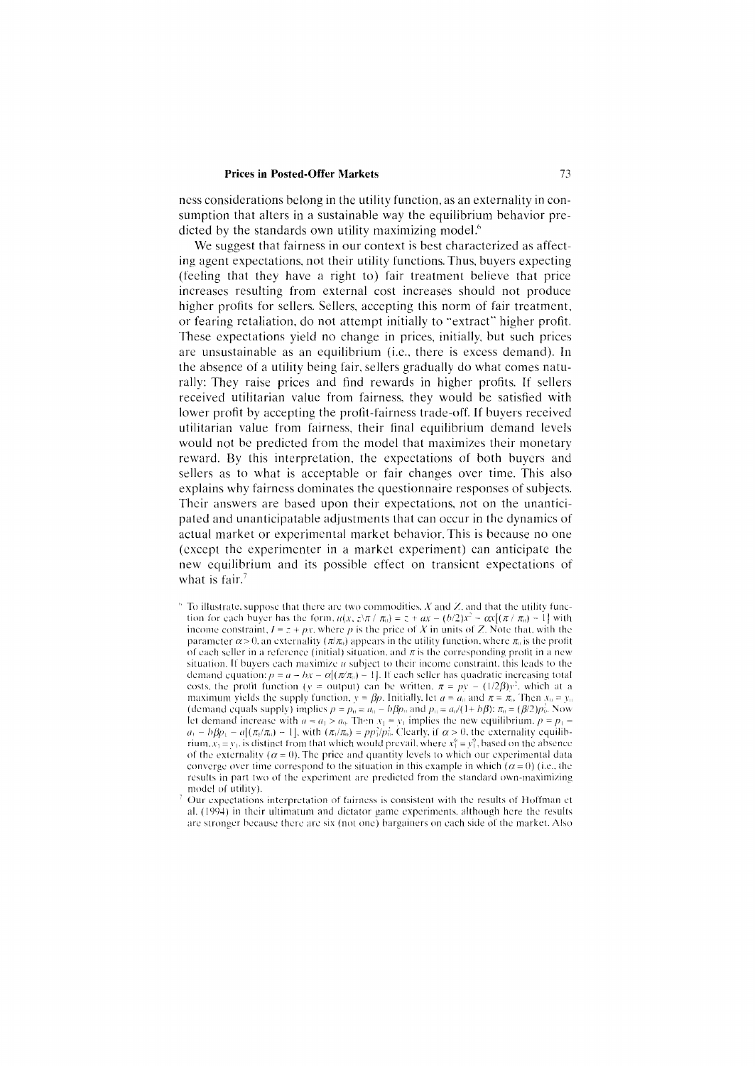ness considerations belong in the utility function, as an externality in consumption that alters in a sustainable way the equilibrium behavior predicted by the standards own utility maximizing model.[6]

We suggest that fairness in our context is best characterized as affecting agent expectations, not their utility functions. Thus, buyers expecting (feeling that they have a right to) fair treatment believe that price increases resulting from external cost increases should not produce higher profits for sellers. Sellers, accepting this norm of fair treatment, or fearing retaliation, do not attempt initially to "extract" higher profit. These expectations yield no change in prices, initially, but such prices are unsustainable as an equilibrium (i.e., there is excess demand). In the absence of a utility being fair, sellers gradually do what comes naturally: They raise prices and find rewards in higher profits. If sellers received utilitarian value from fairness, they would be satisfied with lower profit by accepting the profit-fairness trade-off. If buyers received utilitarian value from fairness, their final equilibrium demand levels would not be predicted from the model that maximizes their monetary reward. By this interpretation, the expectations of both buyers and sellers as to what is acceptable or fair changes over time. This also explains why fairness dominates the questionnaire responses of subjects. Their answers are based upon their expectations, not on the unanticipated and unanticipatable adjustments that can occur in the dynamics of actual market or experimental market behavior. This is because no one (except the experimenter in a market experiment) can anticipate the new equilibrium and its possible effect on transient expectations of what is fair.[7]

[6] To illustrate, suppose that there are two commodities, $X$ and $Z$, and that the utility function for each buyer has the form, $u(x, z\backslash\pi/\pi_0) = z + ax - (b/2)x^2 - \alpha x[(\pi/\pi_0) - 1]$ with income constraint, $I = z + px$, where $p$ is the price of $X$ in units of $Z$. Note that, with the parameter $\alpha > 0$, an externality $(\pi/\pi_0)$ appears in the utility function, where $\pi_0$ is the profit of each seller in a reference (initial) situation, and $\pi$ is the corresponding profit in a new situation. If buyers each maximize $u$ subject to their income constraint, this leads to the demand equation: $p = a - bx - \alpha[(\pi/\pi_0) - 1]$. If each seller has quadratic increasing total costs, the profit function ($y$ = output) can be written, $\pi = py - (1/2\beta)y^2$, which at a maximum yields the supply function, $y = \beta p$. Initially, let $a = a_0$ and $\pi = \pi_0$. Then $x_0 = y_0$ (demand equals supply) implies $p = p_0 = a_0 - b\beta p_0$ and $p_0 = a_0/(1 + b\beta)$; $\pi_0 = (\beta/2)p_0^2$. Now let demand increase with $a = a_1 > a_0$. Then $x_1 = y_1$ implies the new equilibrium, $p = p_1 = a_1 - b\beta p_1 - \alpha[(\pi_1/\pi_0) - 1]$, with $(\pi_1/\pi_0) = pp_1^2/p_0^2$. Clearly, if $\alpha > 0$, the externality equilibrium, $x_1 = y_1$, is distinct from that which would prevail, where $x_1^* = y_1^*$, based on the absence of the externality ($\alpha = 0$). The price and quantity levels to which our experimental data converge over time correspond to the situation in this example in which ($\alpha = 0$) (i.e., the results in part two of the experiment are predicted from the standard own-maximizing model of utility).

[7] Our expectations interpretation of fairness is consistent with the results of Hoffman et al. (1994) in their ultimatum and dictator game experiments, although here the results are stronger because there are six (not one) bargainers on each side of the market. Also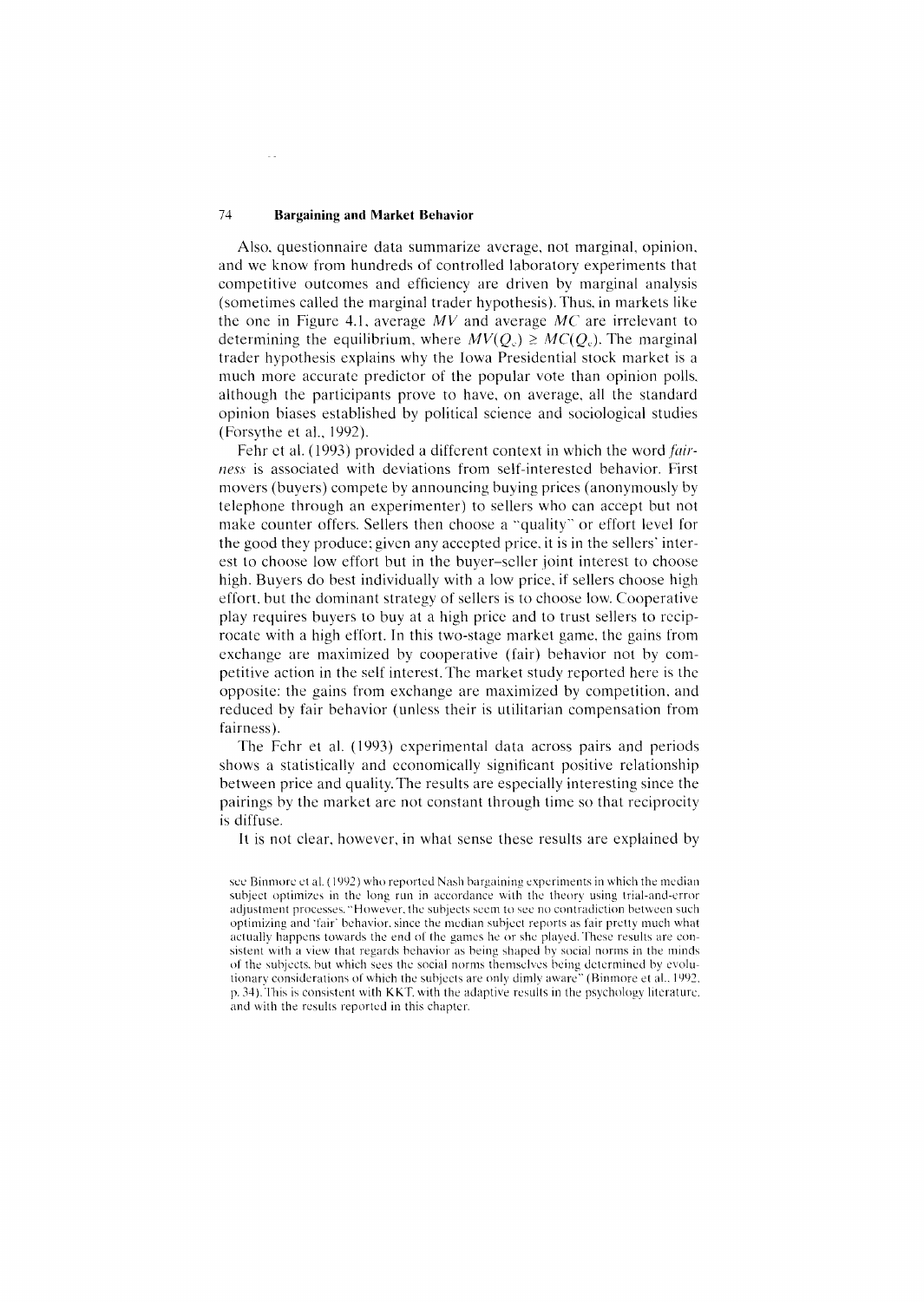Also, questionnaire data summarize average, not marginal, opinion, and we know from hundreds of controlled laboratory experiments that competitive outcomes and efficiency are driven by marginal analysis (sometimes called the marginal trader hypothesis). Thus, in markets like the one in Figure 4.1, average $MV$ and average $MC$ are irrelevant to determining the equilibrium, where $MV(Q_c) \geq MC(Q_c)$. The marginal trader hypothesis explains why the Iowa Presidential stock market is a much more accurate predictor of the popular vote than opinion polls, although the participants prove to have, on average, all the standard opinion biases established by political science and sociological studies (Forsythe et al., 1992).

Fehr et al. (1993) provided a different context in which the word *fairness* is associated with deviations from self-interested behavior. First movers (buyers) compete by announcing buying prices (anonymously by telephone through an experimenter) to sellers who can accept but not make counter offers. Sellers then choose a "quality" or effort level for the good they produce; given any accepted price, it is in the sellers' interest to choose low effort but in the buyer–seller joint interest to choose high. Buyers do best individually with a low price, if sellers choose high effort, but the dominant strategy of sellers is to choose low. Cooperative play requires buyers to buy at a high price and to trust sellers to reciprocate with a high effort. In this two-stage market game, the gains from exchange are maximized by cooperative (fair) behavior not by competitive action in the self interest. The market study reported here is the opposite: the gains from exchange are maximized by competition, and reduced by fair behavior (unless their is utilitarian compensation from fairness).

The Fehr et al. (1993) experimental data across pairs and periods shows a statistically and economically significant positive relationship between price and quality. The results are especially interesting since the pairings by the market are not constant through time so that reciprocity is diffuse.

It is not clear, however, in what sense these results are explained by

see Binmore et al. (1992) who reported Nash bargaining experiments in which the median subject optimizes in the long run in accordance with the theory using trial-and-error adjustment processes. "However, the subjects seem to see no contradiction between such optimizing and 'fair' behavior, since the median subject reports as fair pretty much what actually happens towards the end of the games he or she played. These results are consistent with a view that regards behavior as being shaped by social norms in the minds of the subjects, but which sees the social norms themselves being determined by evolutionary considerations of which the subjects are only dimly aware" (Binmore et al., 1992, p. 34). This is consistent with KKT, with the adaptive results in the psychology literature, and with the results reported in this chapter.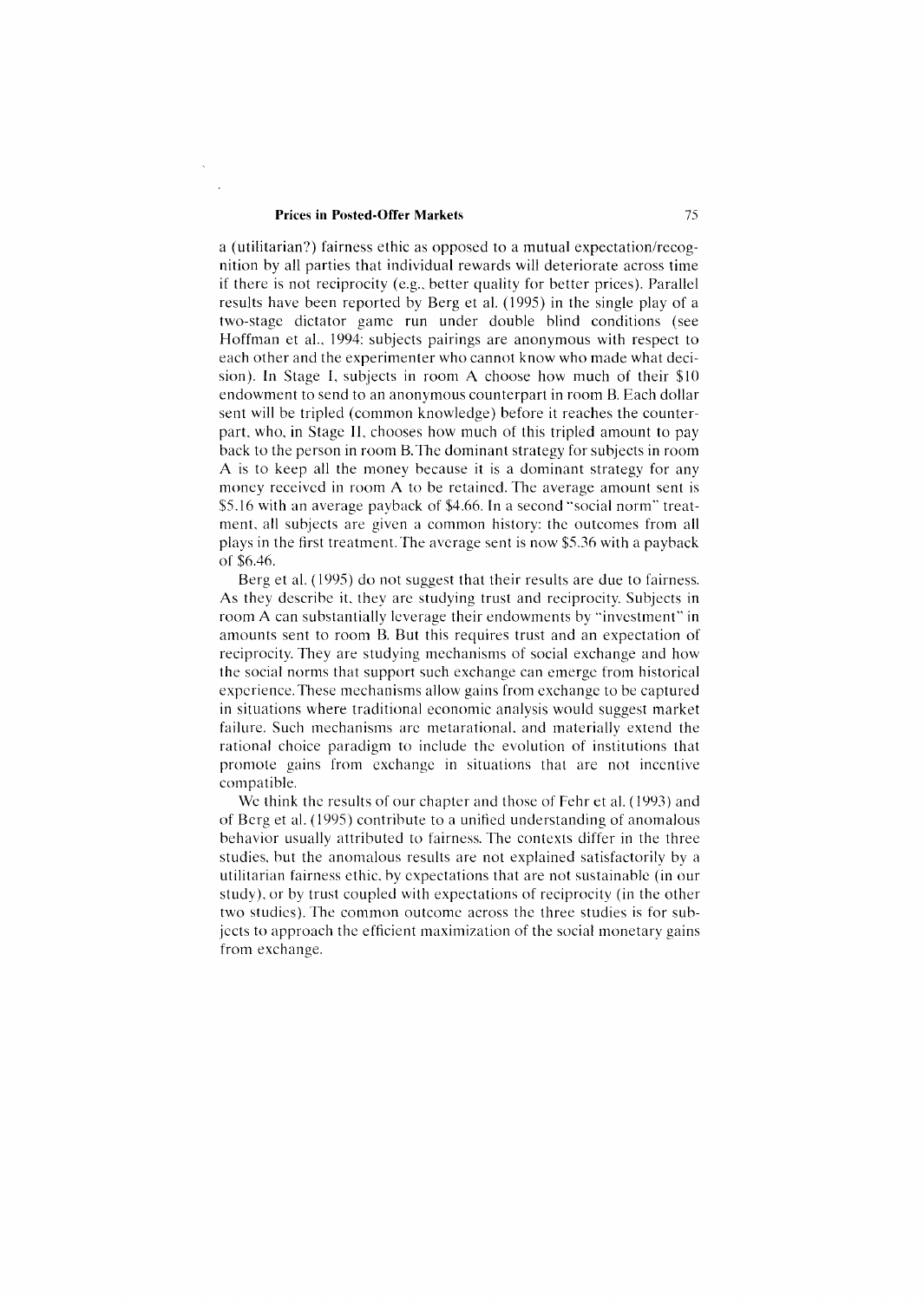a (utilitarian?) fairness ethic as opposed to a mutual expectation/recognition by all parties that individual rewards will deteriorate across time if there is not reciprocity (e.g., better quality for better prices). Parallel results have been reported by Berg et al. (1995) in the single play of a two-stage dictator game run under double blind conditions (see Hoffman et al., 1994: subjects pairings are anonymous with respect to each other and the experimenter who cannot know who made what decision). In Stage I, subjects in room A choose how much of their $10 endowment to send to an anonymous counterpart in room B. Each dollar sent will be tripled (common knowledge) before it reaches the counterpart, who, in Stage II, chooses how much of this tripled amount to pay back to the person in room B. The dominant strategy for subjects in room A is to keep all the money because it is a dominant strategy for any money received in room A to be retained. The average amount sent is $5.16 with an average payback of $4.66. In a second "social norm" treatment, all subjects are given a common history: the outcomes from all plays in the first treatment. The average sent is now $5.36 with a payback of $6.46.

Berg et al. (1995) do not suggest that their results are due to fairness. As they describe it, they are studying trust and reciprocity. Subjects in room A can substantially leverage their endowments by "investment" in amounts sent to room B. But this requires trust and an expectation of reciprocity. They are studying mechanisms of social exchange and how the social norms that support such exchange can emerge from historical experience. These mechanisms allow gains from exchange to be captured in situations where traditional economic analysis would suggest market failure. Such mechanisms are metarational, and materially extend the rational choice paradigm to include the evolution of institutions that promote gains from exchange in situations that are not incentive compatible.

We think the results of our chapter and those of Fehr et al. (1993) and of Berg et al. (1995) contribute to a unified understanding of anomalous behavior usually attributed to fairness. The contexts differ in the three studies, but the anomalous results are not explained satisfactorily by a utilitarian fairness ethic, by expectations that are not sustainable (in our study), or by trust coupled with expectations of reciprocity (in the other two studies). The common outcome across the three studies is for subjects to approach the efficient maximization of the social monetary gains from exchange.